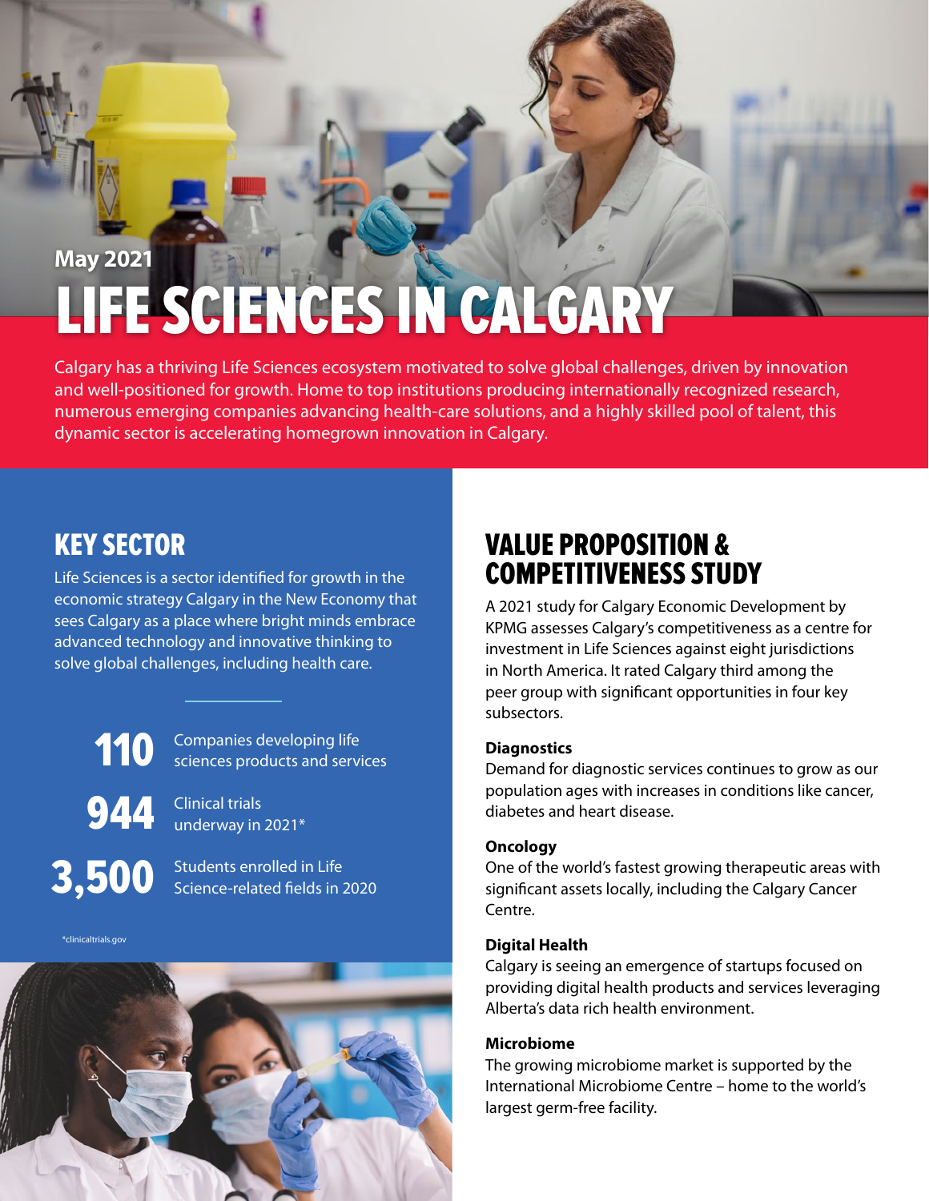May 2021

# LIFE SCIENCES IN CALGARY

Calgary has a thriving Life Sciences ecosystem motivated to solve global challenges, driven by innovation and well-positioned for growth. Home to top institutions producing internationally recognized research, numerous emerging companies advancing health-care solutions, and a highly skilled pool of talent, this dynamic sector is accelerating homegrown innovation in Calgary.

## KEY SECTOR

Life Sciences is a sector identified for growth in the economic strategy Calgary in the New Economy that sees Calgary as a place where bright minds embrace advanced technology and innovative thinking to solve global challenges, including health care.

**110** Companies developing life sciences products and services

**944** Clinical trials underway in 2021*

**3,500** Students enrolled in Life Science-related fields in 2020

*clinicaltrials.gov

## VALUE PROPOSITION & COMPETITIVENESS STUDY

A 2021 study for Calgary Economic Development by KPMG assesses Calgary's competitiveness as a centre for investment in Life Sciences against eight jurisdictions in North America. It rated Calgary third among the peer group with significant opportunities in four key subsectors.

**Diagnostics**
Demand for diagnostic services continues to grow as our population ages with increases in conditions like cancer, diabetes and heart disease.

**Oncology**
One of the world's fastest growing therapeutic areas with significant assets locally, including the Calgary Cancer Centre.

**Digital Health**
Calgary is seeing an emergence of startups focused on providing digital health products and services leveraging Alberta's data rich health environment.

**Microbiome**
The growing microbiome market is supported by the International Microbiome Centre – home to the world's largest germ-free facility.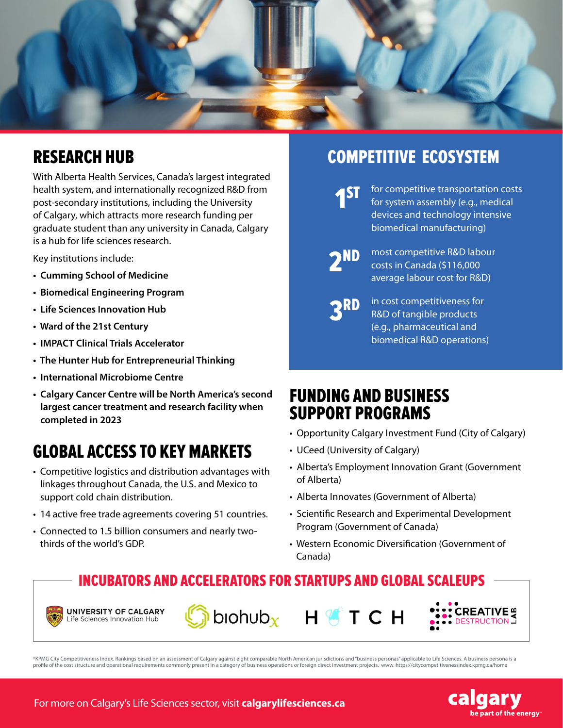## RESEARCH HUB

With Alberta Health Services, Canada's largest integrated health system, and internationally recognized R&D from post-secondary institutions, including the University of Calgary, which attracts more research funding per graduate student than any university in Canada, Calgary is a hub for life sciences research.

Key institutions include:

- **Cumming School of Medicine**
- **Biomedical Engineering Program**
- **Life Sciences Innovation Hub**
- **Ward of the 21st Century**
- **IMPACT Clinical Trials Accelerator**
- **The Hunter Hub for Entrepreneurial Thinking**
- **International Microbiome Centre**
- **Calgary Cancer Centre will be North America's second largest cancer treatment and research facility when completed in 2023**

## GLOBAL ACCESS TO KEY MARKETS

- Competitive logistics and distribution advantages with linkages throughout Canada, the U.S. and Mexico to support cold chain distribution.
- 14 active free trade agreements covering 51 countries.
- Connected to 1.5 billion consumers and nearly two-thirds of the world's GDP.

## COMPETITIVE ECOSYSTEM

**1ST** for competitive transportation costs for system assembly (e.g., medical devices and technology intensive biomedical manufacturing)

**2ND** most competitive R&D labour costs in Canada ($116,000 average labour cost for R&D)

**3RD** in cost competitiveness for R&D of tangible products (e.g., pharmaceutical and biomedical R&D operations)

## FUNDING AND BUSINESS SUPPORT PROGRAMS

- Opportunity Calgary Investment Fund (City of Calgary)
- UCeed (University of Calgary)
- Alberta's Employment Innovation Grant (Government of Alberta)
- Alberta Innovates (Government of Alberta)
- Scientific Research and Experimental Development Program (Government of Canada)
- Western Economic Diversification (Government of Canada)

## INCUBATORS AND ACCELERATORS FOR STARTUPS AND GLOBAL SCALEUPS

UNIVERSITY OF CALGARY Life Sciences Innovation Hub

biohubx

HATCH

CREATIVE DESTRUCTION LAB

*KPMG City Competitiveness Index. Rankings based on an assessment of Calgary against eight comparable North American jurisdictions and "business personas" applicable to Life Sciences. A business persona is a profile of the cost structure and operational requirements commonly present in a category of business operations or foreign direct investment projects. www. https://citycompetitivenessindex.kpmg.ca/home

For more on Calgary's Life Sciences sector, visit **calgarylifesciences.ca**

calgary be part of the energy